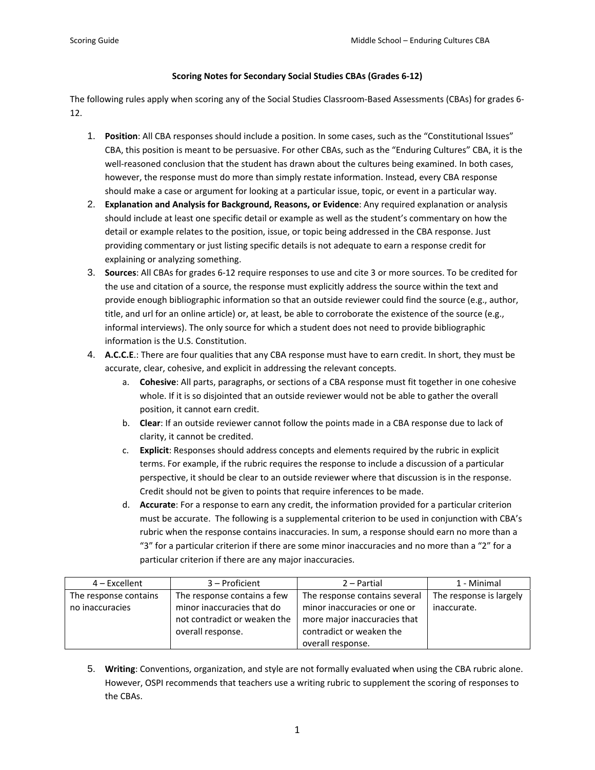## Scoring Notes for Secondary Social Studies CBAs (Grades 6-12)

The following rules apply when scoring any of the Social Studies Classroom-Based Assessments (CBAs) for grades 6-12.

1. **Position**: All CBA responses should include a position. In some cases, such as the "Constitutional Issues" CBA, this position is meant to be persuasive. For other CBAs, such as the "Enduring Cultures" CBA, it is the well-reasoned conclusion that the student has drawn about the cultures being examined. In both cases, however, the response must do more than simply restate information. Instead, every CBA response should make a case or argument for looking at a particular issue, topic, or event in a particular way.
2. **Explanation and Analysis for Background, Reasons, or Evidence**: Any required explanation or analysis should include at least one specific detail or example as well as the student's commentary on how the detail or example relates to the position, issue, or topic being addressed in the CBA response. Just providing commentary or just listing specific details is not adequate to earn a response credit for explaining or analyzing something.
3. **Sources**: All CBAs for grades 6-12 require responses to use and cite 3 or more sources. To be credited for the use and citation of a source, the response must explicitly address the source within the text and provide enough bibliographic information so that an outside reviewer could find the source (e.g., author, title, and url for an online article) or, at least, be able to corroborate the existence of the source (e.g., informal interviews). The only source for which a student does not need to provide bibliographic information is the U.S. Constitution.
4. **A.C.C.E.**: There are four qualities that any CBA response must have to earn credit. In short, they must be accurate, clear, cohesive, and explicit in addressing the relevant concepts.
    a. **Cohesive**: All parts, paragraphs, or sections of a CBA response must fit together in one cohesive whole. If it is so disjointed that an outside reviewer would not be able to gather the overall position, it cannot earn credit.
    b. **Clear**: If an outside reviewer cannot follow the points made in a CBA response due to lack of clarity, it cannot be credited.
    c. **Explicit**: Responses should address concepts and elements required by the rubric in explicit terms. For example, if the rubric requires the response to include a discussion of a particular perspective, it should be clear to an outside reviewer where that discussion is in the response. Credit should not be given to points that require inferences to be made.
    d. **Accurate**: For a response to earn any credit, the information provided for a particular criterion must be accurate. The following is a supplemental criterion to be used in conjunction with CBA's rubric when the response contains inaccuracies. In sum, a response should earn no more than a "3" for a particular criterion if there are some minor inaccuracies and no more than a "2" for a particular criterion if there are any major inaccuracies.

| 4 – Excellent | 3 – Proficient | 2 – Partial | 1 - Minimal |
|---|---|---|---|
| The response contains no inaccuracies | The response contains a few minor inaccuracies that do not contradict or weaken the overall response. | The response contains several minor inaccuracies or one or more major inaccuracies that contradict or weaken the overall response. | The response is largely inaccurate. |

5. **Writing**: Conventions, organization, and style are not formally evaluated when using the CBA rubric alone. However, OSPI recommends that teachers use a writing rubric to supplement the scoring of responses to the CBAs.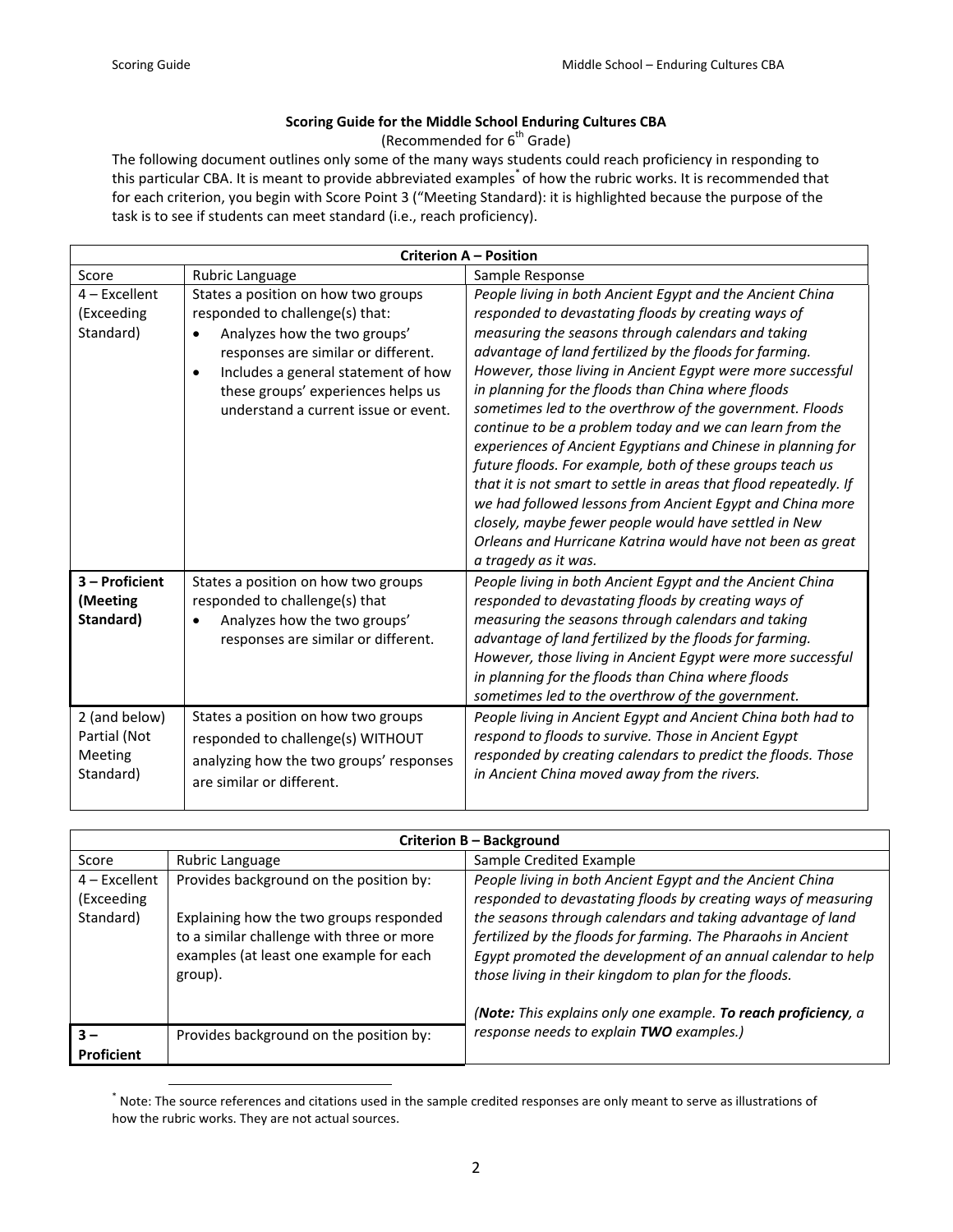**Scoring Guide for the Middle School Enduring Cultures CBA**

(Recommended for 6th Grade)

The following document outlines only some of the many ways students could reach proficiency in responding to this particular CBA. It is meant to provide abbreviated examples[*] of how the rubric works. It is recommended that for each criterion, you begin with Score Point 3 ("Meeting Standard): it is highlighted because the purpose of the task is to see if students can meet standard (i.e., reach proficiency).

| Criterion A – Position | | |
|---|---|---|
| Score | Rubric Language | Sample Response |
| 4 – Excellent (Exceeding Standard) | States a position on how two groups responded to challenge(s) that: <br>• Analyzes how the two groups' responses are similar or different. <br>• Includes a general statement of how these groups' experiences helps us understand a current issue or event. | *People living in both Ancient Egypt and the Ancient China responded to devastating floods by creating ways of measuring the seasons through calendars and taking advantage of land fertilized by the floods for farming. However, those living in Ancient Egypt were more successful in planning for the floods than China where floods sometimes led to the overthrow of the government. Floods continue to be a problem today and we can learn from the experiences of Ancient Egyptians and Chinese in planning for future floods. For example, both of these groups teach us that it is not smart to settle in areas that flood repeatedly. If we had followed lessons from Ancient Egypt and China more closely, maybe fewer people would have settled in New Orleans and Hurricane Katrina would have not been as great a tragedy as it was.* |
| **3 – Proficient (Meeting Standard)** | States a position on how two groups responded to challenge(s) that <br>• Analyzes how the two groups' responses are similar or different. | *People living in both Ancient Egypt and the Ancient China responded to devastating floods by creating ways of measuring the seasons through calendars and taking advantage of land fertilized by the floods for farming. However, those living in Ancient Egypt were more successful in planning for the floods than China where floods sometimes led to the overthrow of the government.* |
| 2 (and below) Partial (Not Meeting Standard) | States a position on how two groups responded to challenge(s) WITHOUT analyzing how the two groups' responses are similar or different. | *People living in Ancient Egypt and Ancient China both had to respond to floods to survive. Those in Ancient Egypt responded by creating calendars to predict the floods. Those in Ancient China moved away from the rivers.* |

| Criterion B – Background | | |
|---|---|---|
| Score | Rubric Language | Sample Credited Example |
| 4 – Excellent (Exceeding Standard) | Provides background on the position by: <br><br>Explaining how the two groups responded to a similar challenge with three or more examples (at least one example for each group). | *People living in both Ancient Egypt and the Ancient China responded to devastating floods by creating ways of measuring the seasons through calendars and taking advantage of land fertilized by the floods for farming. The Pharaohs in Ancient Egypt promoted the development of an annual calendar to help those living in their kingdom to plan for the floods.* <br><br>*(**Note:** This explains only one example. **To reach proficiency**, a response needs to explain **TWO** examples.)* |
| **3 – Proficient** | Provides background on the position by: | |

[*] Note: The source references and citations used in the sample credited responses are only meant to serve as illustrations of how the rubric works. They are not actual sources.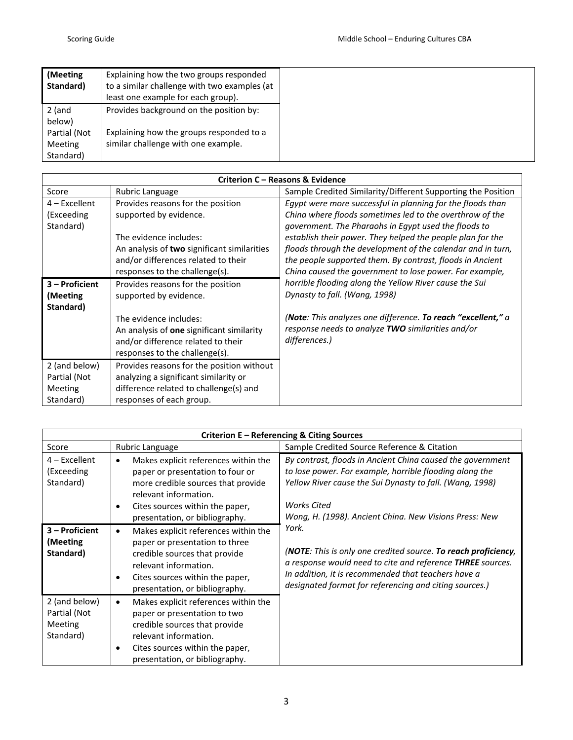| | | |
|---|---|---|
| **(Meeting Standard)** | Explaining how the two groups responded to a similar challenge with two examples (at least one example for each group). | |
| 2 (and below) Partial (Not Meeting Standard) | Provides background on the position by:<br><br>Explaining how the groups responded to a similar challenge with one example. | |

| **Criterion C – Reasons & Evidence** | | |
|---|---|---|
| Score | Rubric Language | Sample Credited Similarity/Different Supporting the Position |
| 4 – Excellent (Exceeding Standard) | Provides reasons for the position supported by evidence.<br><br>The evidence includes:<br>An analysis of **two** significant similarities and/or differences related to their responses to the challenge(s). | *Egypt were more successful in planning for the floods than China where floods sometimes led to the overthrow of the government. The Pharaohs in Egypt used the floods to establish their power. They helped the people plan for the floods through the development of the calendar and in turn, the people supported them. By contrast, floods in Ancient China caused the government to lose power. For example, horrible flooding along the Yellow River cause the Sui Dynasty to fall. (Wang, 1998)*<br><br>*(**Note**: This analyzes one difference. **To reach "excellent,"** a response needs to analyze **TWO** similarities and/or differences.)* |
| **3 – Proficient (Meeting Standard)** | Provides reasons for the position supported by evidence.<br><br>The evidence includes:<br>An analysis of **one** significant similarity and/or difference related to their responses to the challenge(s). | |
| 2 (and below) Partial (Not Meeting Standard) | Provides reasons for the position without analyzing a significant similarity or difference related to challenge(s) and responses of each group. | |

| **Criterion E – Referencing & Citing Sources** | | |
|---|---|---|
| Score | Rubric Language | Sample Credited Source Reference & Citation |
| 4 – Excellent (Exceeding Standard) | • Makes explicit references within the paper or presentation to four or more credible sources that provide relevant information.<br>• Cites sources within the paper, presentation, or bibliography. | *By contrast, floods in Ancient China caused the government to lose power. For example, horrible flooding along the Yellow River cause the Sui Dynasty to fall. (Wang, 1998)*<br><br>*Works Cited*<br>*Wong, H. (1998). Ancient China. New Visions Press: New York.*<br><br>*(**NOTE**: This is only one credited source. **To reach proficiency**, a response would need to cite and reference **THREE** sources. In addition, it is recommended that teachers have a designated format for referencing and citing sources.)* |
| **3 – Proficient (Meeting Standard)** | • Makes explicit references within the paper or presentation to three credible sources that provide relevant information.<br>• Cites sources within the paper, presentation, or bibliography. | |
| 2 (and below) Partial (Not Meeting Standard) | • Makes explicit references within the paper or presentation to two credible sources that provide relevant information.<br>• Cites sources within the paper, presentation, or bibliography. | |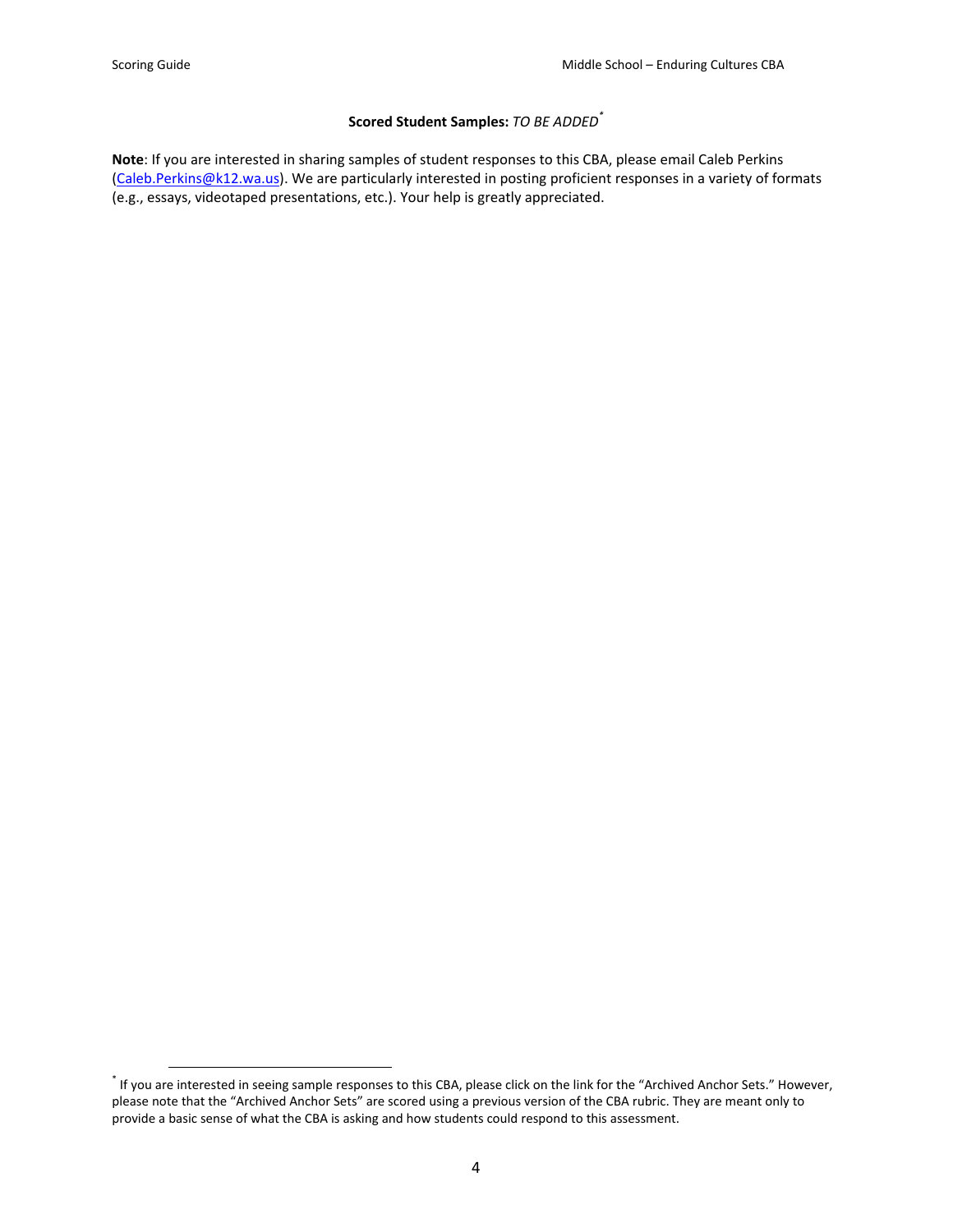**Scored Student Samples:** *TO BE ADDED*[*]

**Note**: If you are interested in sharing samples of student responses to this CBA, please email Caleb Perkins (Caleb.Perkins@k12.wa.us). We are particularly interested in posting proficient responses in a variety of formats (e.g., essays, videotaped presentations, etc.). Your help is greatly appreciated.

---

[*] If you are interested in seeing sample responses to this CBA, please click on the link for the "Archived Anchor Sets." However, please note that the "Archived Anchor Sets" are scored using a previous version of the CBA rubric. They are meant only to provide a basic sense of what the CBA is asking and how students could respond to this assessment.